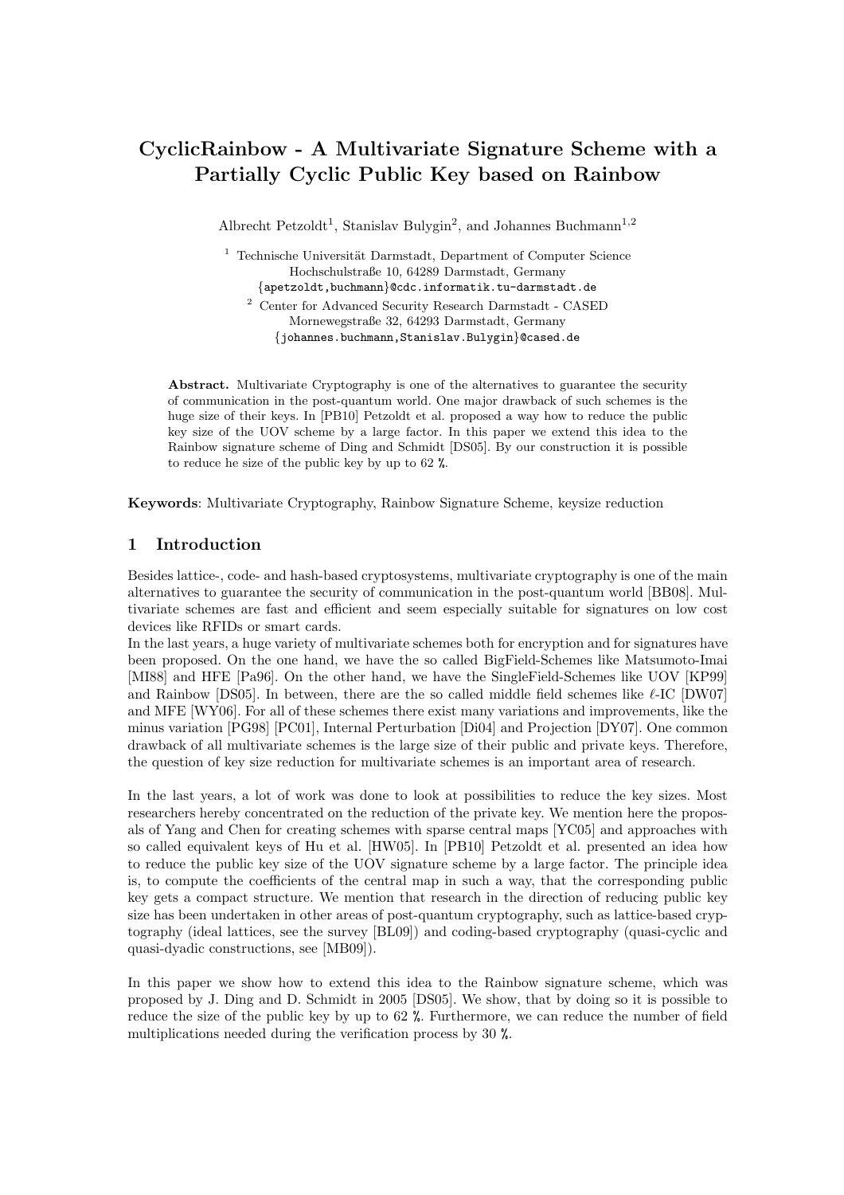# CyclicRainbow - A Multivariate Signature Scheme with a Partially Cyclic Public Key based on Rainbow

Albrecht Petzoldt[1], Stanislav Bulygin[2], and Johannes Buchmann[1,2]

[1] Technische Universität Darmstadt, Department of Computer Science
Hochschulstraße 10, 64289 Darmstadt, Germany
{apetzoldt,buchmann}@cdc.informatik.tu-darmstadt.de

[2] Center for Advanced Security Research Darmstadt - CASED
Mornewegstraße 32, 64293 Darmstadt, Germany
{johannes.buchmann,Stanislav.Bulygin}@cased.de

**Abstract.** Multivariate Cryptography is one of the alternatives to guarantee the security of communication in the post-quantum world. One major drawback of such schemes is the huge size of their keys. In [PB10] Petzoldt et al. proposed a way how to reduce the public key size of the UOV scheme by a large factor. In this paper we extend this idea to the Rainbow signature scheme of Ding and Schmidt [DS05]. By our construction it is possible to reduce he size of the public key by up to 62 %.

**Keywords**: Multivariate Cryptography, Rainbow Signature Scheme, keysize reduction

## 1 Introduction

Besides lattice-, code- and hash-based cryptosystems, multivariate cryptography is one of the main alternatives to guarantee the security of communication in the post-quantum world [BB08]. Multivariate schemes are fast and efficient and seem especially suitable for signatures on low cost devices like RFIDs or smart cards.
In the last years, a huge variety of multivariate schemes both for encryption and for signatures have been proposed. On the one hand, we have the so called BigField-Schemes like Matsumoto-Imai [MI88] and HFE [Pa96]. On the other hand, we have the SingleField-Schemes like UOV [KP99] and Rainbow [DS05]. In between, there are the so called middle field schemes like $\ell$-IC [DW07] and MFE [WY06]. For all of these schemes there exist many variations and improvements, like the minus variation [PG98] [PC01], Internal Perturbation [Di04] and Projection [DY07]. One common drawback of all multivariate schemes is the large size of their public and private keys. Therefore, the question of key size reduction for multivariate schemes is an important area of research.

In the last years, a lot of work was done to look at possibilities to reduce the key sizes. Most researchers hereby concentrated on the reduction of the private key. We mention here the proposals of Yang and Chen for creating schemes with sparse central maps [YC05] and approaches with so called equivalent keys of Hu et al. [HW05]. In [PB10] Petzoldt et al. presented an idea how to reduce the public key size of the UOV signature scheme by a large factor. The principle idea is, to compute the coefficients of the central map in such a way, that the corresponding public key gets a compact structure. We mention that research in the direction of reducing public key size has been undertaken in other areas of post-quantum cryptography, such as lattice-based cryptography (ideal lattices, see the survey [BL09]) and coding-based cryptography (quasi-cyclic and quasi-dyadic constructions, see [MB09]).

In this paper we show how to extend this idea to the Rainbow signature scheme, which was proposed by J. Ding and D. Schmidt in 2005 [DS05]. We show, that by doing so it is possible to reduce the size of the public key by up to 62 %. Furthermore, we can reduce the number of field multiplications needed during the verification process by 30 %.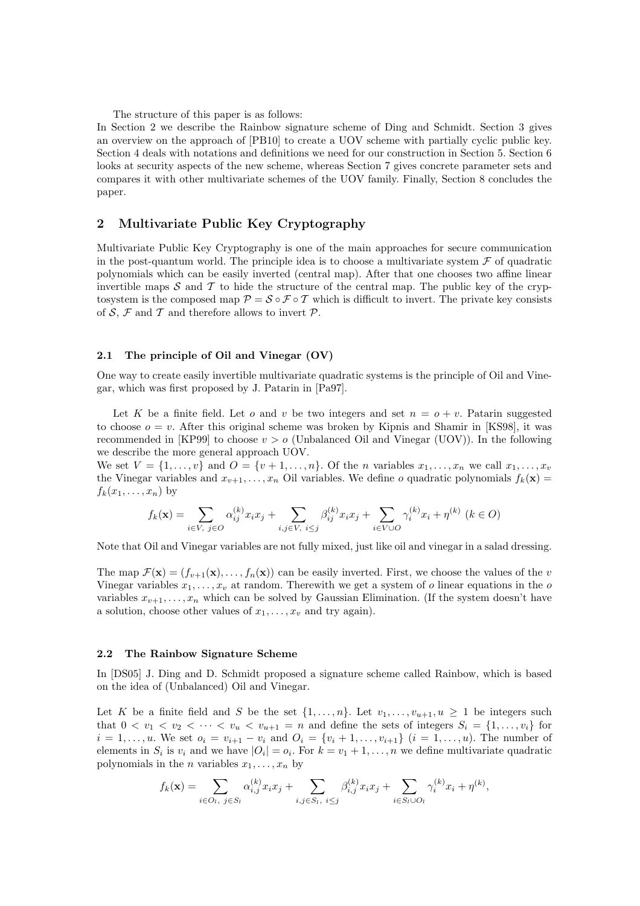The structure of this paper is as follows:
In Section 2 we describe the Rainbow signature scheme of Ding and Schmidt. Section 3 gives an overview on the approach of [PB10] to create a UOV scheme with partially cyclic public key. Section 4 deals with notations and definitions we need for our construction in Section 5. Section 6 looks at security aspects of the new scheme, whereas Section 7 gives concrete parameter sets and compares it with other multivariate schemes of the UOV family. Finally, Section 8 concludes the paper.

## 2 Multivariate Public Key Cryptography

Multivariate Public Key Cryptography is one of the main approaches for secure communication in the post-quantum world. The principle idea is to choose a multivariate system $\mathcal{F}$ of quadratic polynomials which can be easily inverted (central map). After that one chooses two affine linear invertible maps $\mathcal{S}$ and $\mathcal{T}$ to hide the structure of the central map. The public key of the cryptosystem is the composed map $\mathcal{P} = \mathcal{S} \circ \mathcal{F} \circ \mathcal{T}$ which is difficult to invert. The private key consists of $\mathcal{S}$, $\mathcal{F}$ and $\mathcal{T}$ and therefore allows to invert $\mathcal{P}$.

### 2.1 The principle of Oil and Vinegar (OV)

One way to create easily invertible multivariate quadratic systems is the principle of Oil and Vinegar, which was first proposed by J. Patarin in [Pa97].

Let $K$ be a finite field. Let $o$ and $v$ be two integers and set $n = o + v$. Patarin suggested to choose $o = v$. After this original scheme was broken by Kipnis and Shamir in [KS98], it was recommended in [KP99] to choose $v > o$ (Unbalanced Oil and Vinegar (UOV)). In the following we describe the more general approach UOV.
We set $V = \{1, \ldots, v\}$ and $O = \{v + 1, \ldots, n\}$. Of the $n$ variables $x_1, \ldots, x_n$ we call $x_1, \ldots, x_v$ the Vinegar variables and $x_{v+1}, \ldots, x_n$ Oil variables. We define $o$ quadratic polynomials $f_k(\mathbf{x}) = f_k(x_1, \ldots, x_n)$ by

$$f_k(\mathbf{x}) = \sum_{i \in V,\ j \in O} \alpha_{ij}^{(k)} x_i x_j + \sum_{i,j \in V,\ i \leq j} \beta_{ij}^{(k)} x_i x_j + \sum_{i \in V \cup O} \gamma_i^{(k)} x_i + \eta^{(k)}\ (k \in O)$$

Note that Oil and Vinegar variables are not fully mixed, just like oil and vinegar in a salad dressing.

The map $\mathcal{F}(\mathbf{x}) = (f_{v+1}(\mathbf{x}), \ldots, f_n(\mathbf{x}))$ can be easily inverted. First, we choose the values of the $v$ Vinegar variables $x_1, \ldots, x_v$ at random. Therewith we get a system of $o$ linear equations in the $o$ variables $x_{v+1}, \ldots, x_n$ which can be solved by Gaussian Elimination. (If the system doesn't have a solution, choose other values of $x_1, \ldots, x_v$ and try again).

### 2.2 The Rainbow Signature Scheme

In [DS05] J. Ding and D. Schmidt proposed a signature scheme called Rainbow, which is based on the idea of (Unbalanced) Oil and Vinegar.

Let $K$ be a finite field and $S$ be the set $\{1, \ldots, n\}$. Let $v_1, \ldots, v_{u+1}, u \geq 1$ be integers such that $0 < v_1 < v_2 < \cdots < v_u < v_{u+1} = n$ and define the sets of integers $S_i = \{1, \ldots, v_i\}$ for $i = 1, \ldots, u$. We set $o_i = v_{i+1} - v_i$ and $O_i = \{v_i + 1, \ldots, v_{i+1}\}$ $(i = 1, \ldots, u)$. The number of elements in $S_i$ is $v_i$ and we have $|O_i| = o_i$. For $k = v_1 + 1, \ldots, n$ we define multivariate quadratic polynomials in the $n$ variables $x_1, \ldots, x_n$ by

$$f_k(\mathbf{x}) = \sum_{i \in O_l,\ j \in S_l} \alpha_{i,j}^{(k)} x_i x_j + \sum_{i,j \in S_l,\ i \leq j} \beta_{i,j}^{(k)} x_i x_j + \sum_{i \in S_l \cup O_l} \gamma_i^{(k)} x_i + \eta^{(k)},$$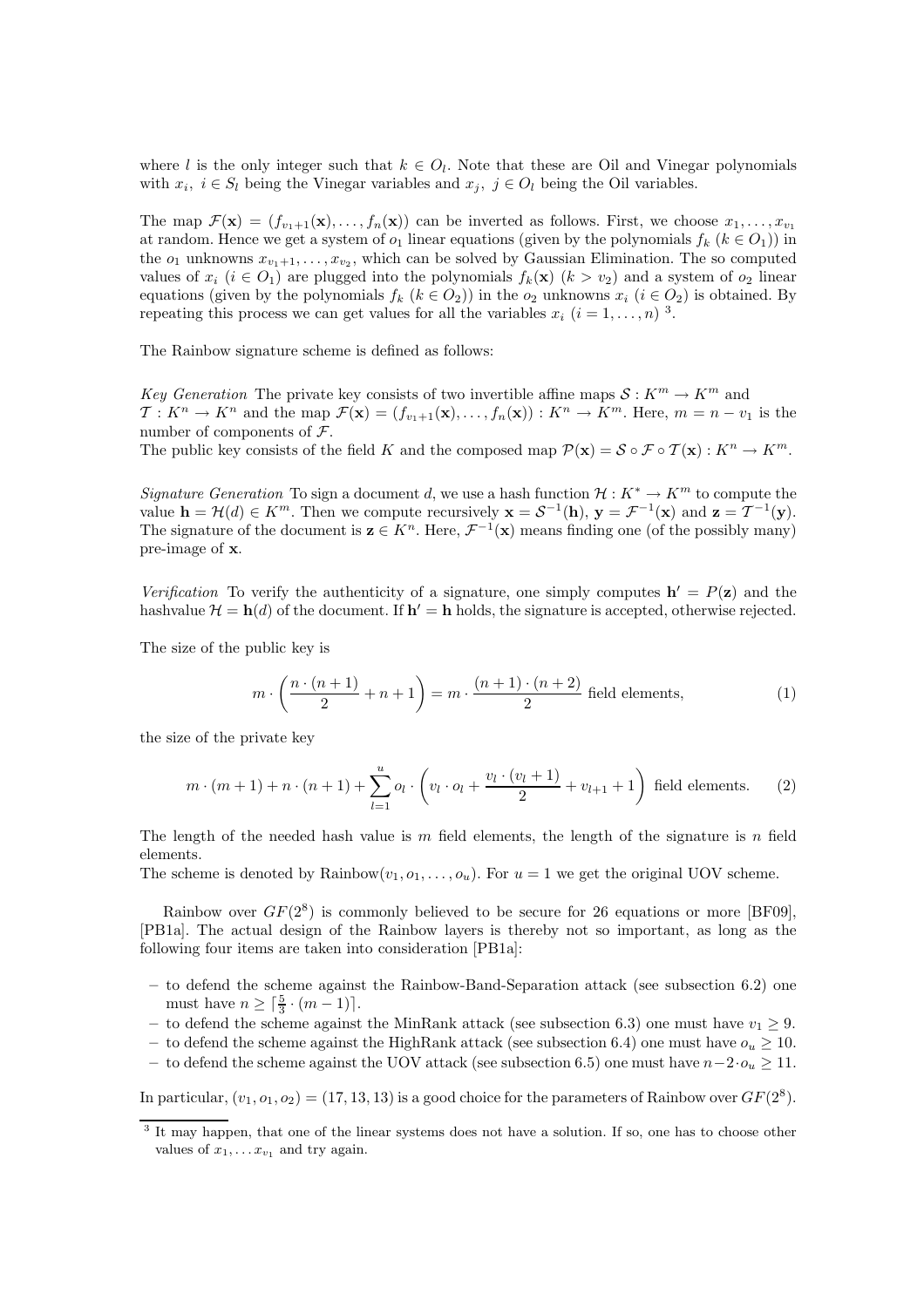where $l$ is the only integer such that $k \in O_l$. Note that these are Oil and Vinegar polynomials with $x_i,\ i \in S_l$ being the Vinegar variables and $x_j,\ j \in O_l$ being the Oil variables.

The map $\mathcal{F}(\mathbf{x}) = (f_{v_1+1}(\mathbf{x}), \ldots, f_n(\mathbf{x}))$ can be inverted as follows. First, we choose $x_1, \ldots, x_{v_1}$ at random. Hence we get a system of $o_1$ linear equations (given by the polynomials $f_k$ $(k \in O_1)$) in the $o_1$ unknowns $x_{v_1+1}, \ldots, x_{v_2}$, which can be solved by Gaussian Elimination. The so computed values of $x_i$ $(i \in O_1)$ are plugged into the polynomials $f_k(\mathbf{x})$ $(k > v_2)$ and a system of $o_2$ linear equations (given by the polynomials $f_k$ $(k \in O_2)$) in the $o_2$ unknowns $x_i$ $(i \in O_2)$ is obtained. By repeating this process we can get values for all the variables $x_i$ $(i = 1, \ldots, n)$ [3].

The Rainbow signature scheme is defined as follows:

*Key Generation* The private key consists of two invertible affine maps $\mathcal{S} : K^m \to K^m$ and $\mathcal{T} : K^n \to K^n$ and the map $\mathcal{F}(\mathbf{x}) = (f_{v_1+1}(\mathbf{x}), \ldots, f_n(\mathbf{x})) : K^n \to K^m$. Here, $m = n - v_1$ is the number of components of $\mathcal{F}$.
The public key consists of the field $K$ and the composed map $\mathcal{P}(\mathbf{x}) = \mathcal{S} \circ \mathcal{F} \circ \mathcal{T}(\mathbf{x}) : K^n \to K^m$.

*Signature Generation* To sign a document $d$, we use a hash function $\mathcal{H} : K^* \to K^m$ to compute the value $\mathbf{h} = \mathcal{H}(d) \in K^m$. Then we compute recursively $\mathbf{x} = \mathcal{S}^{-1}(\mathbf{h})$, $\mathbf{y} = \mathcal{F}^{-1}(\mathbf{x})$ and $\mathbf{z} = \mathcal{T}^{-1}(\mathbf{y})$. The signature of the document is $\mathbf{z} \in K^n$. Here, $\mathcal{F}^{-1}(\mathbf{x})$ means finding one (of the possibly many) pre-image of $\mathbf{x}$.

*Verification* To verify the authenticity of a signature, one simply computes $\mathbf{h}' = P(\mathbf{z})$ and the hashvalue $\mathcal{H} = \mathbf{h}(d)$ of the document. If $\mathbf{h}' = \mathbf{h}$ holds, the signature is accepted, otherwise rejected.

The size of the public key is

$$m \cdot \left( \frac{n \cdot (n+1)}{2} + n + 1 \right) = m \cdot \frac{(n+1) \cdot (n+2)}{2} \text{ field elements,} \tag{1}$$

the size of the private key

$$m \cdot (m+1) + n \cdot (n+1) + \sum_{l=1}^{u} o_l \cdot \left( v_l \cdot o_l + \frac{v_l \cdot (v_l + 1)}{2} + v_{l+1} + 1 \right) \text{ field elements.} \tag{2}$$

The length of the needed hash value is $m$ field elements, the length of the signature is $n$ field elements.
The scheme is denoted by Rainbow$(v_1, o_1, \ldots, o_u)$. For $u = 1$ we get the original UOV scheme.

Rainbow over $GF(2^8)$ is commonly believed to be secure for 26 equations or more [BF09], [PB1a]. The actual design of the Rainbow layers is thereby not so important, as long as the following four items are taken into consideration [PB1a]:

- to defend the scheme against the Rainbow-Band-Separation attack (see subsection 6.2) one must have $n \geq \lceil \frac{5}{3} \cdot (m-1) \rceil$.
- to defend the scheme against the MinRank attack (see subsection 6.3) one must have $v_1 \geq 9$.
- to defend the scheme against the HighRank attack (see subsection 6.4) one must have $o_u \geq 10$.
- to defend the scheme against the UOV attack (see subsection 6.5) one must have $n - 2 \cdot o_u \geq 11$.

In particular, $(v_1, o_1, o_2) = (17, 13, 13)$ is a good choice for the parameters of Rainbow over $GF(2^8)$.

[3] It may happen, that one of the linear systems does not have a solution. If so, one has to choose other values of $x_1, \ldots x_{v_1}$ and try again.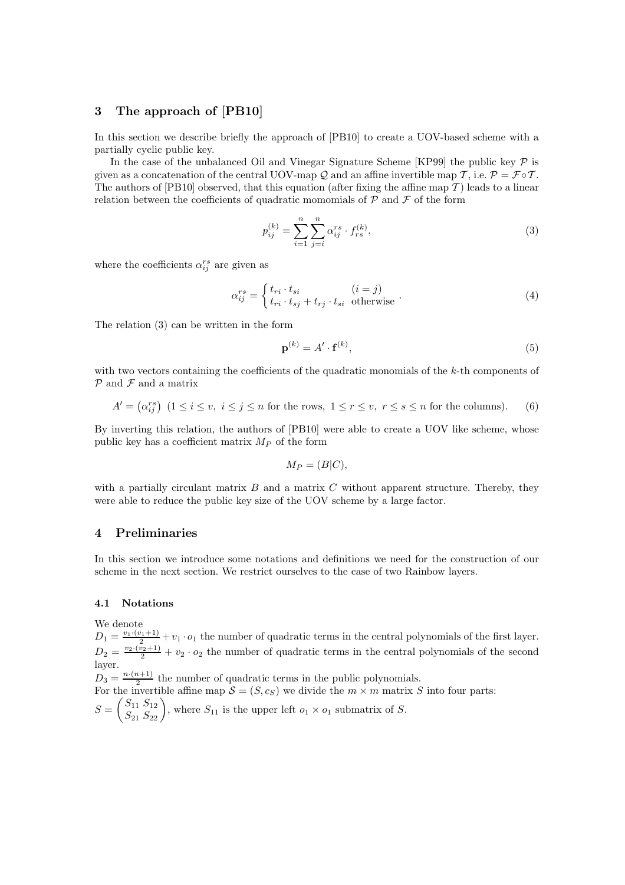## 3 The approach of [PB10]

In this section we describe briefly the approach of [PB10] to create a UOV-based scheme with a partially cyclic public key.

In the case of the unbalanced Oil and Vinegar Signature Scheme [KP99] the public key $\mathcal{P}$ is given as a concatenation of the central UOV-map $\mathcal{Q}$ and an affine invertible map $\mathcal{T}$, i.e. $\mathcal{P} = \mathcal{F} \circ \mathcal{T}$. The authors of [PB10] observed, that this equation (after fixing the affine map $\mathcal{T}$) leads to a linear relation between the coefficients of quadratic momomials of $\mathcal{P}$ and $\mathcal{F}$ of the form

$$p_{ij}^{(k)} = \sum_{i=1}^{n} \sum_{j=i}^{n} \alpha_{ij}^{rs} \cdot f_{rs}^{(k)}, \tag{3}$$

where the coefficients $\alpha_{ij}^{rs}$ are given as

$$\alpha_{ij}^{rs} = \begin{cases} t_{ri} \cdot t_{si} & (i = j) \\ t_{ri} \cdot t_{sj} + t_{rj} \cdot t_{si} & \text{otherwise} \end{cases}. \tag{4}$$

The relation (3) can be written in the form

$$\mathbf{p}^{(k)} = A' \cdot \mathbf{f}^{(k)}, \tag{5}$$

with two vectors containing the coefficients of the quadratic monomials of the $k$-th components of $\mathcal{P}$ and $\mathcal{F}$ and a matrix

$$A' = \left(\alpha_{ij}^{rs}\right) \ (1 \leq i \leq v, \ i \leq j \leq n \text{ for the rows}, \ 1 \leq r \leq v, \ r \leq s \leq n \text{ for the columns}). \tag{6}$$

By inverting this relation, the authors of [PB10] were able to create a UOV like scheme, whose public key has a coefficient matrix $M_P$ of the form

$$M_P = (B|C),$$

with a partially circulant matrix $B$ and a matrix $C$ without apparent structure. Thereby, they were able to reduce the public key size of the UOV scheme by a large factor.

## 4 Preliminaries

In this section we introduce some notations and definitions we need for the construction of our scheme in the next section. We restrict ourselves to the case of two Rainbow layers.

### 4.1 Notations

We denote

$D_1 = \frac{v_1 \cdot (v_1+1)}{2} + v_1 \cdot o_1$ the number of quadratic terms in the central polynomials of the first layer.

$D_2 = \frac{v_2 \cdot (v_2+1)}{2} + v_2 \cdot o_2$ the number of quadratic terms in the central polynomials of the second layer.

$D_3 = \frac{n \cdot (n+1)}{2}$ the number of quadratic terms in the public polynomials.

For the invertible affine map $\mathcal{S} = (S, c_S)$ we divide the $m \times m$ matrix $S$ into four parts:

$S = \begin{pmatrix} S_{11} & S_{12} \\ S_{21} & S_{22} \end{pmatrix}$, where $S_{11}$ is the upper left $o_1 \times o_1$ submatrix of $S$.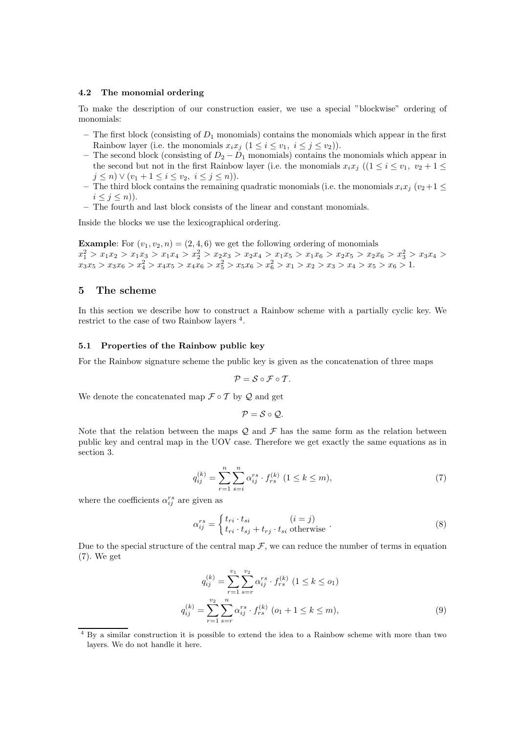### 4.2 The monomial ordering

To make the description of our construction easier, we use a special "blockwise" ordering of monomials:

- The first block (consisting of $D_1$ monomials) contains the monomials which appear in the first Rainbow layer (i.e. the monomials $x_i x_j$ $(1 \leq i \leq v_1,\ i \leq j \leq v_2)$).
- The second block (consisting of $D_2 - D_1$ monomials) contains the monomials which appear in the second but not in the first Rainbow layer (i.e. the monomials $x_i x_j$ $((1 \leq i \leq v_1,\ v_2 + 1 \leq j \leq n) \vee (v_1 + 1 \leq i \leq v_2,\ i \leq j \leq n))$.
- The third block contains the remaining quadratic monomials (i.e. the monomials $x_i x_j$ $(v_2 + 1 \leq i \leq j \leq n)$).
- The fourth and last block consists of the linear and constant monomials.

Inside the blocks we use the lexicographical ordering.

**Example**: For $(v_1, v_2, n) = (2, 4, 6)$ we get the following ordering of monomials
$x_1^2 > x_1x_2 > x_1x_3 > x_1x_4 > x_2^2 > x_2x_3 > x_2x_4 > x_1x_5 > x_1x_6 > x_2x_5 > x_2x_6 > x_3^2 > x_3x_4 > x_3x_5 > x_3x_6 > x_4^2 > x_4x_5 > x_4x_6 > x_5^2 > x_5x_6 > x_6^2 > x_1 > x_2 > x_3 > x_4 > x_5 > x_6 > 1$.

## 5 The scheme

In this section we describe how to construct a Rainbow scheme with a partially cyclic key. We restrict to the case of two Rainbow layers [4].

### 5.1 Properties of the Rainbow public key

For the Rainbow signature scheme the public key is given as the concatenation of three maps

$$\mathcal{P} = \mathcal{S} \circ \mathcal{F} \circ \mathcal{T}.$$

We denote the concatenated map $\mathcal{F} \circ \mathcal{T}$ by $\mathcal{Q}$ and get

$$\mathcal{P} = \mathcal{S} \circ \mathcal{Q}.$$

Note that the relation between the maps $\mathcal{Q}$ and $\mathcal{F}$ has the same form as the relation between public key and central map in the UOV case. Therefore we get exactly the same equations as in section 3.

$$q_{ij}^{(k)} = \sum_{r=1}^{n} \sum_{s=i}^{n} \alpha_{ij}^{rs} \cdot f_{rs}^{(k)} \ (1 \leq k \leq m), \tag{7}$$

where the coefficients $\alpha_{ij}^{rs}$ are given as

$$\alpha_{ij}^{rs} = \begin{cases} t_{ri} \cdot t_{si} & (i = j) \\ t_{ri} \cdot t_{sj} + t_{rj} \cdot t_{si} & \text{otherwise} \end{cases}. \tag{8}$$

Due to the special structure of the central map $\mathcal{F}$, we can reduce the number of terms in equation (7). We get

$$q_{ij}^{(k)} = \sum_{r=1}^{v_1} \sum_{s=r}^{v_2} \alpha_{ij}^{rs} \cdot f_{rs}^{(k)} \ (1 \leq k \leq o_1)$$
$$q_{ij}^{(k)} = \sum_{r=1}^{v_2} \sum_{s=r}^{n} \alpha_{ij}^{rs} \cdot f_{rs}^{(k)} \ (o_1 + 1 \leq k \leq m), \tag{9}$$

[4] By a similar construction it is possible to extend the idea to a Rainbow scheme with more than two layers. We do not handle it here.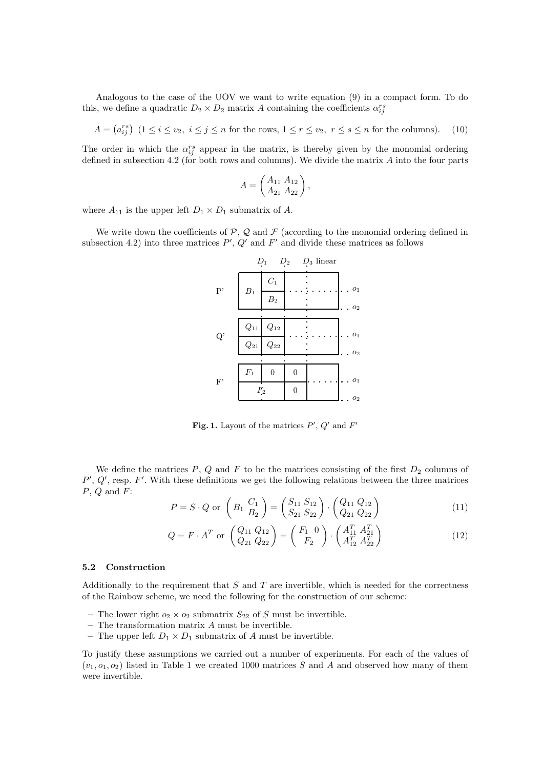Analogous to the case of the UOV we want to write equation (9) in a compact form. To do this, we define a quadratic $D_2 \times D_2$ matrix $A$ containing the coefficients $\alpha_{ij}^{rs}$

$$A = \left(a_{ij}^{rs}\right) \ (1 \leq i \leq v_2,\ i \leq j \leq n \text{ for the rows}, 1 \leq r \leq v_2,\ r \leq s \leq n \text{ for the columns}). \quad (10)$$

The order in which the $\alpha_{ij}^{rs}$ appear in the matrix, is thereby given by the monomial ordering defined in subsection 4.2 (for both rows and columns). We divide the matrix $A$ into the four parts

$$A = \begin{pmatrix} A_{11} & A_{12} \\ A_{21} & A_{22} \end{pmatrix},$$

where $A_{11}$ is the upper left $D_1 \times D_1$ submatrix of $A$.

We write down the coefficients of $\mathcal{P}$, $\mathcal{Q}$ and $\mathcal{F}$ (according to the monomial ordering defined in subsection 4.2) into three matrices $P'$, $Q'$ and $F'$ and divide these matrices as follows

| | $D_1$ | $D_2$ | $D_3$ linear | |
|---|---|---|---|---|
| P' | $B_1$ | $C_1$ | | $o_1$ |
| | | $B_2$ | | $o_2$ |
| Q' | $Q_{11}$ | $Q_{12}$ | | $o_1$ |
| | $Q_{21}$ | $Q_{22}$ | | $o_2$ |
| F' | $F_1$ | 0 | 0 | $o_1$ |
| | $F_2$ | | 0 | $o_2$ |

**Fig. 1.** Layout of the matrices $P'$, $Q'$ and $F'$

We define the matrices $P$, $Q$ and $F$ to be the matrices consisting of the first $D_2$ columns of $P'$, $Q'$, resp. $F'$. With these definitions we get the following relations between the three matrices $P$, $Q$ and $F$:

$$P = S \cdot Q \text{ or } \begin{pmatrix} B_1 & C_1 \\ & B_2 \end{pmatrix} = \begin{pmatrix} S_{11} & S_{12} \\ S_{21} & S_{22} \end{pmatrix} \cdot \begin{pmatrix} Q_{11} & Q_{12} \\ Q_{21} & Q_{22} \end{pmatrix} \quad (11)$$

$$Q = F \cdot A^T \text{ or } \begin{pmatrix} Q_{11} & Q_{12} \\ Q_{21} & Q_{22} \end{pmatrix} = \begin{pmatrix} F_1 & 0 \\ F_2 & \end{pmatrix} \cdot \begin{pmatrix} A_{11}^T & A_{21}^T \\ A_{12}^T & A_{22}^T \end{pmatrix} \quad (12)$$

### 5.2 Construction

Additionally to the requirement that $S$ and $T$ are invertible, which is needed for the correctness of the Rainbow scheme, we need the following for the construction of our scheme:

- The lower right $o_2 \times o_2$ submatrix $S_{22}$ of $S$ must be invertible.
- The transformation matrix $A$ must be invertible.
- The upper left $D_1 \times D_1$ submatrix of $A$ must be invertible.

To justify these assumptions we carried out a number of experiments. For each of the values of $(v_1, o_1, o_2)$ listed in Table 1 we created 1000 matrices $S$ and $A$ and observed how many of them were invertible.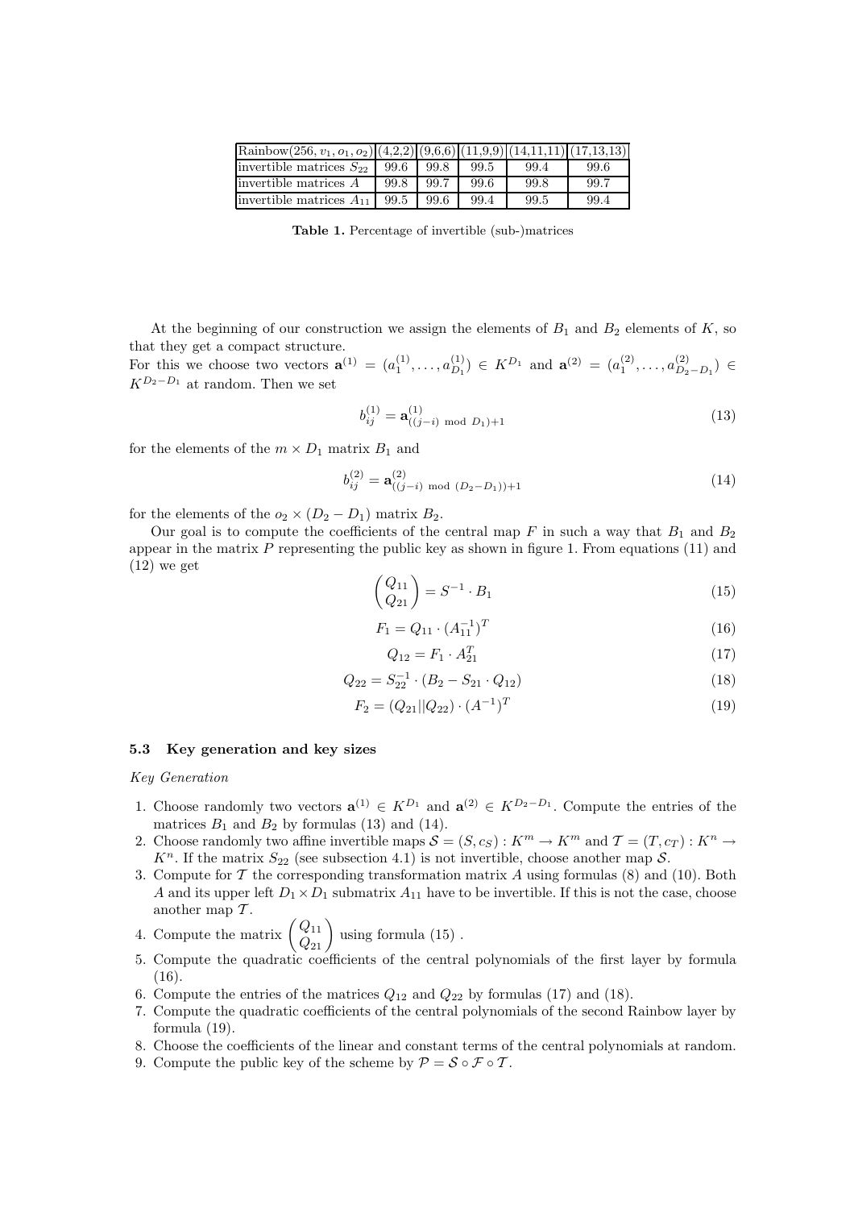| Rainbow(256, $v_1, o_1, o_2$) | (4,2,2) | (9,6,6) | (11,9,9) | (14,11,11) | (17,13,13) |
|---|---|---|---|---|---|
| invertible matrices $S_{22}$ | 99.6 | 99.8 | 99.5 | 99.4 | 99.6 |
| invertible matrices $A$ | 99.8 | 99.7 | 99.6 | 99.8 | 99.7 |
| invertible matrices $A_{11}$ | 99.5 | 99.6 | 99.4 | 99.5 | 99.4 |

**Table 1.** Percentage of invertible (sub-)matrices

At the beginning of our construction we assign the elements of $B_1$ and $B_2$ elements of $K$, so that they get a compact structure.
For this we choose two vectors $\mathbf{a}^{(1)} = (a_1^{(1)}, \ldots, a_{D_1}^{(1)}) \in K^{D_1}$ and $\mathbf{a}^{(2)} = (a_1^{(2)}, \ldots, a_{D_2-D_1}^{(2)}) \in K^{D_2-D_1}$ at random. Then we set

$$b_{ij}^{(1)} = \mathbf{a}^{(1)}_{((j-i) \bmod D_1)+1} \tag{13}$$

for the elements of the $m \times D_1$ matrix $B_1$ and

$$b_{ij}^{(2)} = \mathbf{a}^{(2)}_{((j-i) \bmod (D_2-D_1))+1} \tag{14}$$

for the elements of the $o_2 \times (D_2 - D_1)$ matrix $B_2$.

Our goal is to compute the coefficients of the central map $F$ in such a way that $B_1$ and $B_2$ appear in the matrix $P$ representing the public key as shown in figure 1. From equations (11) and (12) we get

$$\begin{pmatrix} Q_{11} \\ Q_{21} \end{pmatrix} = S^{-1} \cdot B_1 \tag{15}$$

$$F_1 = Q_{11} \cdot (A_{11}^{-1})^T \tag{16}$$

$$Q_{12} = F_1 \cdot A_{21}^T \tag{17}$$

$$Q_{22} = S_{22}^{-1} \cdot (B_2 - S_{21} \cdot Q_{12}) \tag{18}$$

$$F_2 = (Q_{21}||Q_{22}) \cdot (A^{-1})^T \tag{19}$$

### 5.3 Key generation and key sizes

*Key Generation*

1. Choose randomly two vectors $\mathbf{a}^{(1)} \in K^{D_1}$ and $\mathbf{a}^{(2)} \in K^{D_2-D_1}$. Compute the entries of the matrices $B_1$ and $B_2$ by formulas (13) and (14).
2. Choose randomly two affine invertible maps $\mathcal{S} = (S, c_S) : K^m \to K^m$ and $\mathcal{T} = (T, c_T) : K^n \to K^n$. If the matrix $S_{22}$ (see subsection 4.1) is not invertible, choose another map $\mathcal{S}$.
3. Compute for $\mathcal{T}$ the corresponding transformation matrix $A$ using formulas (8) and (10). Both $A$ and its upper left $D_1 \times D_1$ submatrix $A_{11}$ have to be invertible. If this is not the case, choose another map $\mathcal{T}$.
4. Compute the matrix $\begin{pmatrix} Q_{11} \\ Q_{21} \end{pmatrix}$ using formula (15) .
5. Compute the quadratic coefficients of the central polynomials of the first layer by formula (16).
6. Compute the entries of the matrices $Q_{12}$ and $Q_{22}$ by formulas (17) and (18).
7. Compute the quadratic coefficients of the central polynomials of the second Rainbow layer by formula (19).
8. Choose the coefficients of the linear and constant terms of the central polynomials at random.
9. Compute the public key of the scheme by $\mathcal{P} = \mathcal{S} \circ \mathcal{F} \circ \mathcal{T}$.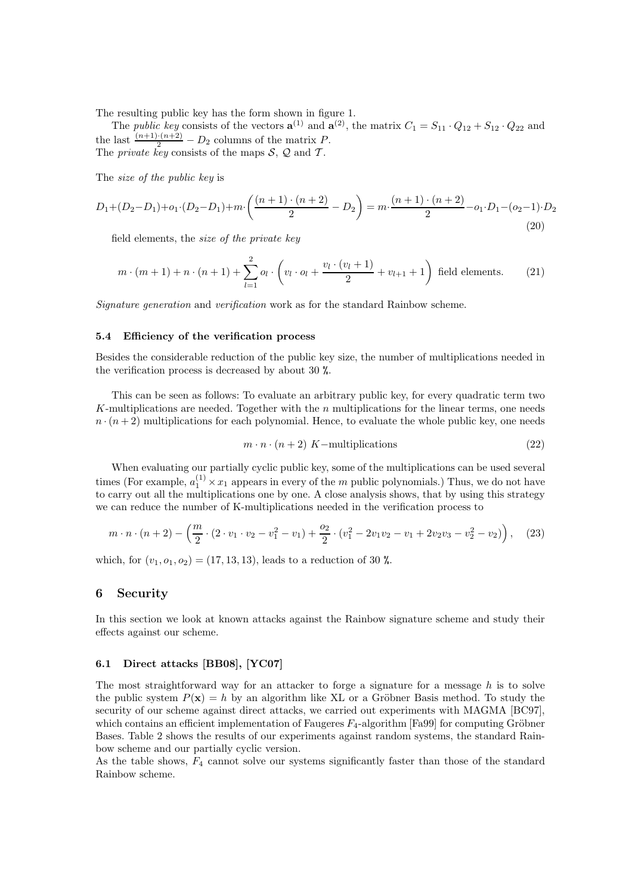The resulting public key has the form shown in figure 1.

The *public key* consists of the vectors $\mathbf{a}^{(1)}$ and $\mathbf{a}^{(2)}$, the matrix $C_1 = S_{11} \cdot Q_{12} + S_{12} \cdot Q_{22}$ and the last $\frac{(n+1)\cdot(n+2)}{2} - D_2$ columns of the matrix $P$.
The *private key* consists of the maps $\mathcal{S}$, $\mathcal{Q}$ and $\mathcal{T}$.

The *size of the public key* is

$$D_1 + (D_2 - D_1) + o_1 \cdot (D_2 - D_1) + m \cdot \left( \frac{(n+1)\cdot(n+2)}{2} - D_2 \right) = m \cdot \frac{(n+1)\cdot(n+2)}{2} - o_1 \cdot D_1 - (o_2 - 1) \cdot D_2 \tag{20}$$

field elements, the *size of the private key*

$$m \cdot (m+1) + n \cdot (n+1) + \sum_{l=1}^{2} o_l \cdot \left( v_l \cdot o_l + \frac{v_l \cdot (v_l + 1)}{2} + v_{l+1} + 1 \right) \text{ field elements.} \tag{21}$$

*Signature generation* and *verification* work as for the standard Rainbow scheme.

### 5.4 Efficiency of the verification process

Besides the considerable reduction of the public key size, the number of multiplications needed in the verification process is decreased by about 30 %.

This can be seen as follows: To evaluate an arbitrary public key, for every quadratic term two $K$-multiplications are needed. Together with the $n$ multiplications for the linear terms, one needs $n \cdot (n+2)$ multiplications for each polynomial. Hence, to evaluate the whole public key, one needs

$$m \cdot n \cdot (n+2) \ K\text{-multiplications} \tag{22}$$

When evaluating our partially cyclic public key, some of the multiplications can be used several times (For example, $a_1^{(1)} \times x_1$ appears in every of the $m$ public polynomials.) Thus, we do not have to carry out all the multiplications one by one. A close analysis shows, that by using this strategy we can reduce the number of K-multiplications needed in the verification process to

$$m \cdot n \cdot (n+2) - \left( \frac{m}{2} \cdot (2 \cdot v_1 \cdot v_2 - v_1^2 - v_1) + \frac{o_2}{2} \cdot (v_1^2 - 2v_1 v_2 - v_1 + 2v_2 v_3 - v_2^2 - v_2) \right), \tag{23}$$

which, for $(v_1, o_1, o_2) = (17, 13, 13)$, leads to a reduction of 30 %.

## 6 Security

In this section we look at known attacks against the Rainbow signature scheme and study their effects against our scheme.

### 6.1 Direct attacks [BB08], [YC07]

The most straightforward way for an attacker to forge a signature for a message $h$ is to solve the public system $P(\mathbf{x}) = h$ by an algorithm like XL or a Gröbner Basis method. To study the security of our scheme against direct attacks, we carried out experiments with MAGMA [BC97], which contains an efficient implementation of Faugeres $F_4$-algorithm [Fa99] for computing Gröbner Bases. Table 2 shows the results of our experiments against random systems, the standard Rainbow scheme and our partially cyclic version.
As the table shows, $F_4$ cannot solve our systems significantly faster than those of the standard Rainbow scheme.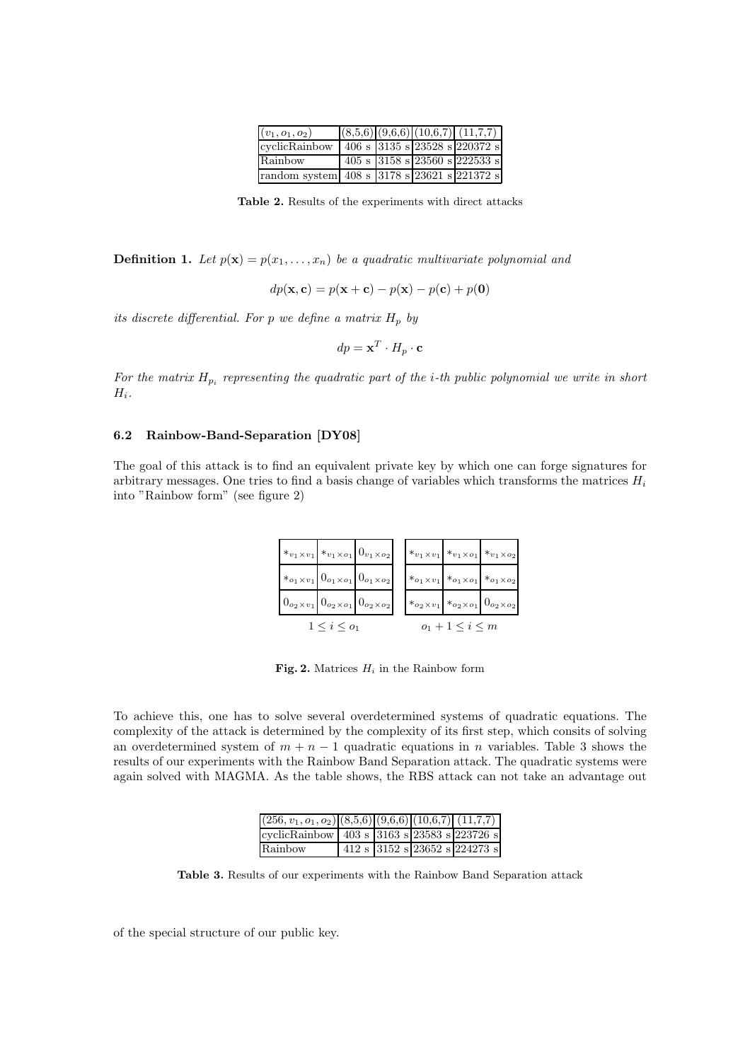| $(v_1, o_1, o_2)$ | (8,5,6) | (9,6,6) | (10,6,7) | (11,7,7) |
|---|---|---|---|---|
| cyclicRainbow | 406 s | 3135 s | 23528 s | 220372 s |
| Rainbow | 405 s | 3158 s | 23560 s | 222533 s |
| random system | 408 s | 3178 s | 23621 s | 221372 s |

**Table 2.** Results of the experiments with direct attacks

**Definition 1.** *Let $p(\mathbf{x}) = p(x_1, \ldots, x_n)$ be a quadratic multivariate polynomial and*

$$dp(\mathbf{x}, \mathbf{c}) = p(\mathbf{x} + \mathbf{c}) - p(\mathbf{x}) - p(\mathbf{c}) + p(\mathbf{0})$$

*its discrete differential. For $p$ we define a matrix $H_p$ by*

$$dp = \mathbf{x}^T \cdot H_p \cdot \mathbf{c}$$

*For the matrix $H_{p_i}$ representing the quadratic part of the $i$-th public polynomial we write in short $H_i$.*

### 6.2 Rainbow-Band-Separation [DY08]

The goal of this attack is to find an equivalent private key by which one can forge signatures for arbitrary messages. One tries to find a basis change of variables which transforms the matrices $H_i$ into "Rainbow form" (see figure 2)

| | | |
|---|---|---|
| $*_{v_1 \times v_1}$ | $*_{v_1 \times o_1}$ | $0_{v_1 \times o_2}$ |
| $*_{o_1 \times v_1}$ | $0_{o_1 \times o_1}$ | $0_{o_1 \times o_2}$ |
| $0_{o_2 \times v_1}$ | $0_{o_2 \times o_1}$ | $0_{o_2 \times o_2}$ |

$1 \leq i \leq o_1$

| | | |
|---|---|---|
| $*_{v_1 \times v_1}$ | $*_{v_1 \times o_1}$ | $*_{v_1 \times o_2}$ |
| $*_{o_1 \times v_1}$ | $*_{o_1 \times o_1}$ | $*_{o_1 \times o_2}$ |
| $*_{o_2 \times v_1}$ | $*_{o_2 \times o_1}$ | $0_{o_2 \times o_2}$ |

$o_1 + 1 \leq i \leq m$

**Fig. 2.** Matrices $H_i$ in the Rainbow form

To achieve this, one has to solve several overdetermined systems of quadratic equations. The complexity of the attack is determined by the complexity of its first step, which consits of solving an overdetermined system of $m + n - 1$ quadratic equations in $n$ variables. Table 3 shows the results of our experiments with the Rainbow Band Separation attack. The quadratic systems were again solved with MAGMA. As the table shows, the RBS attack can not take an advantage out of the special structure of our public key.

| $(256, v_1, o_1, o_2)$ | (8,5,6) | (9,6,6) | (10,6,7) | (11,7,7) |
|---|---|---|---|---|
| cyclicRainbow | 403 s | 3163 s | 23583 s | 223726 s |
| Rainbow | 412 s | 3152 s | 23652 s | 224273 s |

**Table 3.** Results of our experiments with the Rainbow Band Separation attack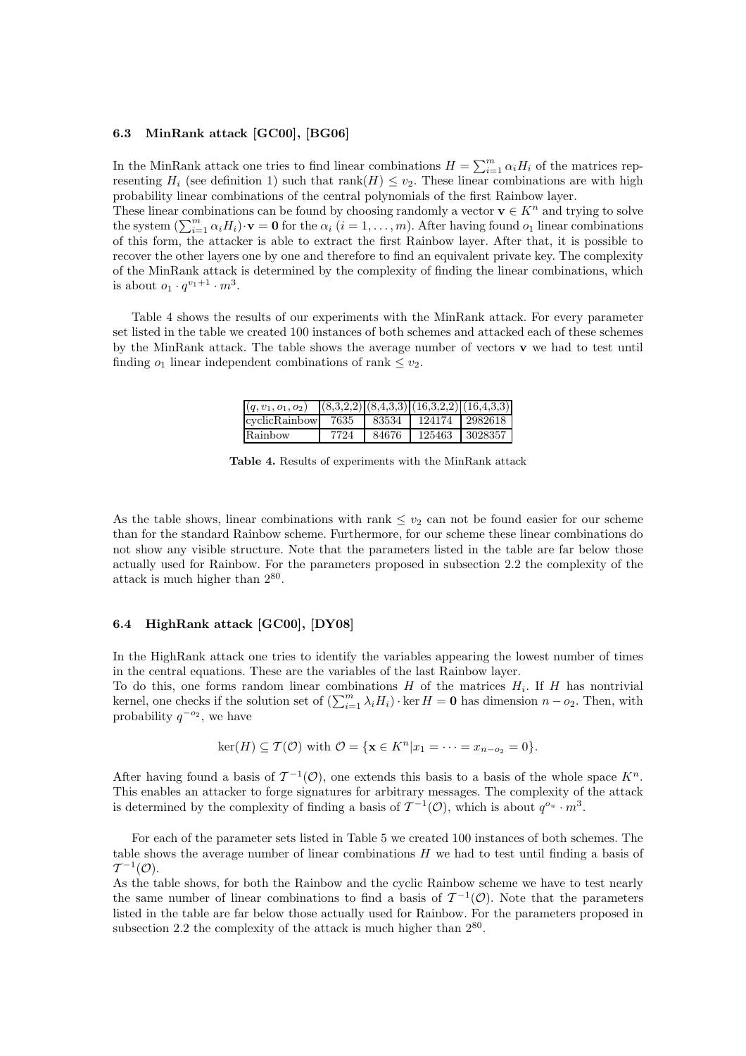### 6.3 MinRank attack [GC00], [BG06]

In the MinRank attack one tries to find linear combinations $H = \sum_{i=1}^{m} \alpha_i H_i$ of the matrices representing $H_i$ (see definition 1) such that $\text{rank}(H) \leq v_2$. These linear combinations are with high probability linear combinations of the central polynomials of the first Rainbow layer.
These linear combinations can be found by choosing randomly a vector $\mathbf{v} \in K^n$ and trying to solve the system $(\sum_{i=1}^{m} \alpha_i H_i) \cdot \mathbf{v} = \mathbf{0}$ for the $\alpha_i$ $(i = 1, \ldots, m)$. After having found $o_1$ linear combinations of this form, the attacker is able to extract the first Rainbow layer. After that, it is possible to recover the other layers one by one and therefore to find an equivalent private key. The complexity of the MinRank attack is determined by the complexity of finding the linear combinations, which is about $o_1 \cdot q^{v_1+1} \cdot m^3$.

Table 4 shows the results of our experiments with the MinRank attack. For every parameter set listed in the table we created 100 instances of both schemes and attacked each of these schemes by the MinRank attack. The table shows the average number of vectors $\mathbf{v}$ we had to test until finding $o_1$ linear independent combinations of rank $\leq v_2$.

| $(q, v_1, o_1, o_2)$ | (8,3,2,2) | (8,4,3,3) | (16,3,2,2) | (16,4,3,3) |
|---|---|---|---|---|
| cyclicRainbow | 7635 | 83534 | 124174 | 2982618 |
| Rainbow | 7724 | 84676 | 125463 | 3028357 |

**Table 4.** Results of experiments with the MinRank attack

As the table shows, linear combinations with rank $\leq v_2$ can not be found easier for our scheme than for the standard Rainbow scheme. Furthermore, for our scheme these linear combinations do not show any visible structure. Note that the parameters listed in the table are far below those actually used for Rainbow. For the parameters proposed in subsection 2.2 the complexity of the attack is much higher than $2^{80}$.

### 6.4 HighRank attack [GC00], [DY08]

In the HighRank attack one tries to identify the variables appearing the lowest number of times in the central equations. These are the variables of the last Rainbow layer.
To do this, one forms random linear combinations $H$ of the matrices $H_i$. If $H$ has nontrivial kernel, one checks if the solution set of $(\sum_{i=1}^{m} \lambda_i H_i) \cdot \ker H = \mathbf{0}$ has dimension $n - o_2$. Then, with probability $q^{-o_2}$, we have

$$\ker(H) \subseteq \mathcal{T}(\mathcal{O}) \text{ with } \mathcal{O} = \{\mathbf{x} \in K^n | x_1 = \cdots = x_{n-o_2} = 0\}.$$

After having found a basis of $\mathcal{T}^{-1}(\mathcal{O})$, one extends this basis to a basis of the whole space $K^n$. This enables an attacker to forge signatures for arbitrary messages. The complexity of the attack is determined by the complexity of finding a basis of $\mathcal{T}^{-1}(\mathcal{O})$, which is about $q^{o_u} \cdot m^3$.

For each of the parameter sets listed in Table 5 we created 100 instances of both schemes. The table shows the average number of linear combinations $H$ we had to test until finding a basis of $\mathcal{T}^{-1}(\mathcal{O})$.
As the table shows, for both the Rainbow and the cyclic Rainbow scheme we have to test nearly the same number of linear combinations to find a basis of $\mathcal{T}^{-1}(\mathcal{O})$. Note that the parameters listed in the table are far below those actually used for Rainbow. For the parameters proposed in subsection 2.2 the complexity of the attack is much higher than $2^{80}$.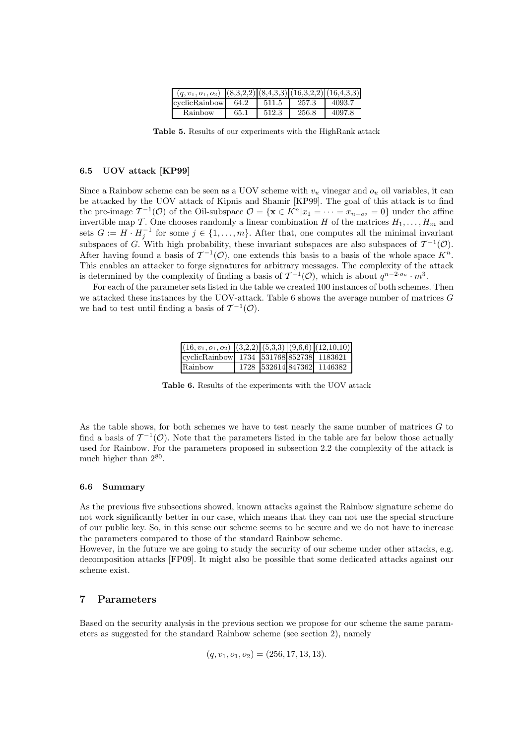| $(q, v_1, o_1, o_2)$ | (8,3,2,2) | (8,4,3,3) | (16,3,2,2) | (16,4,3,3) |
|---|---|---|---|---|
| cyclicRainbow | 64.2 | 511.5 | 257.3 | 4093.7 |
| Rainbow | 65.1 | 512.3 | 256.8 | 4097.8 |

**Table 5.** Results of our experiments with the HighRank attack

### 6.5 UOV attack [KP99]

Since a Rainbow scheme can be seen as a UOV scheme with $v_u$ vinegar and $o_u$ oil variables, it can be attacked by the UOV attack of Kipnis and Shamir [KP99]. The goal of this attack is to find the pre-image $\mathcal{T}^{-1}(\mathcal{O})$ of the Oil-subspace $\mathcal{O} = \{\mathbf{x} \in K^n | x_1 = \cdots = x_{n-o_2} = 0\}$ under the affine invertible map $\mathcal{T}$. One chooses randomly a linear combination $H$ of the matrices $H_1, \ldots, H_m$ and sets $G := H \cdot H_j^{-1}$ for some $j \in \{1, \ldots, m\}$. After that, one computes all the minimal invariant subspaces of $G$. With high probability, these invariant subspaces are also subspaces of $\mathcal{T}^{-1}(\mathcal{O})$. After having found a basis of $\mathcal{T}^{-1}(\mathcal{O})$, one extends this basis to a basis of the whole space $K^n$. This enables an attacker to forge signatures for arbitrary messages. The complexity of the attack is determined by the complexity of finding a basis of $\mathcal{T}^{-1}(\mathcal{O})$, which is about $q^{n-2 \cdot o_u} \cdot m^3$.

For each of the parameter sets listed in the table we created 100 instances of both schemes. Then we attacked these instances by the UOV-attack. Table 6 shows the average number of matrices $G$ we had to test until finding a basis of $\mathcal{T}^{-1}(\mathcal{O})$.

| $(16, v_1, o_1, o_2)$ | (3,2,2) | (5,3,3) | (9,6,6) | (12,10,10) |
|---|---|---|---|---|
| cyclicRainbow | 1734 | 531768 | 852738 | 1183621 |
| Rainbow | 1728 | 532614 | 847362 | 1146382 |

**Table 6.** Results of the experiments with the UOV attack

As the table shows, for both schemes we have to test nearly the same number of matrices $G$ to find a basis of $\mathcal{T}^{-1}(\mathcal{O})$. Note that the parameters listed in the table are far below those actually used for Rainbow. For the parameters proposed in subsection 2.2 the complexity of the attack is much higher than $2^{80}$.

### 6.6 Summary

As the previous five subsections showed, known attacks against the Rainbow signature scheme do not work significantly better in our case, which means that they can not use the special structure of our public key. So, in this sense our scheme seems to be secure and we do not have to increase the parameters compared to those of the standard Rainbow scheme.
However, in the future we are going to study the security of our scheme under other attacks, e.g. decomposition attacks [FP09]. It might also be possible that some dedicated attacks against our scheme exist.

## 7 Parameters

Based on the security analysis in the previous section we propose for our scheme the same parameters as suggested for the standard Rainbow scheme (see section 2), namely

$$(q, v_1, o_1, o_2) = (256, 17, 13, 13).$$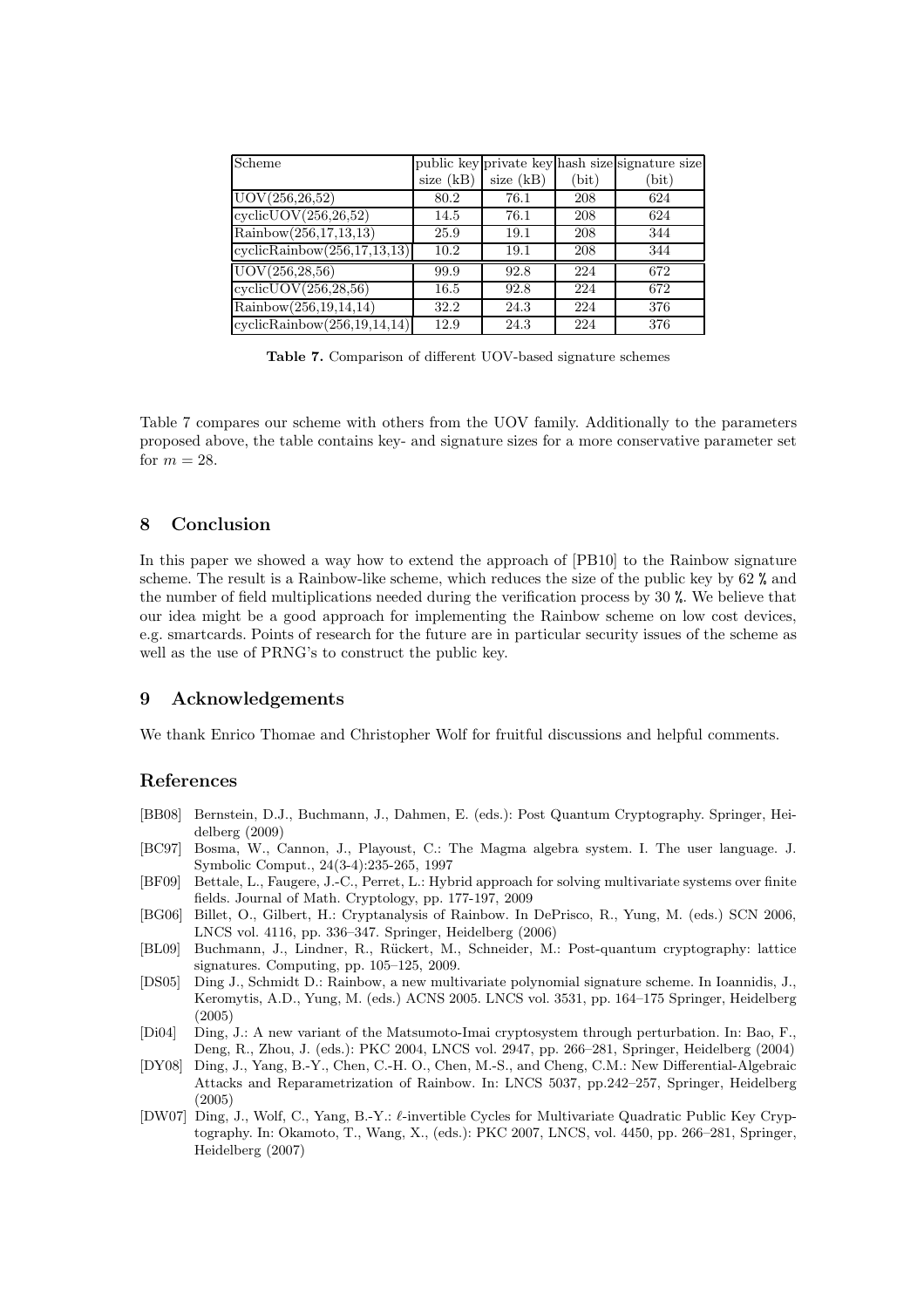| Scheme | public key size (kB) | private key size (kB) | hash size (bit) | signature size (bit) |
|---|---|---|---|---|
| UOV(256,26,52) | 80.2 | 76.1 | 208 | 624 |
| cyclicUOV(256,26,52) | 14.5 | 76.1 | 208 | 624 |
| Rainbow(256,17,13,13) | 25.9 | 19.1 | 208 | 344 |
| cyclicRainbow(256,17,13,13) | 10.2 | 19.1 | 208 | 344 |
| UOV(256,28,56) | 99.9 | 92.8 | 224 | 672 |
| cyclicUOV(256,28,56) | 16.5 | 92.8 | 224 | 672 |
| Rainbow(256,19,14,14) | 32.2 | 24.3 | 224 | 376 |
| cyclicRainbow(256,19,14,14) | 12.9 | 24.3 | 224 | 376 |

**Table 7.** Comparison of different UOV-based signature schemes

Table 7 compares our scheme with others from the UOV family. Additionally to the parameters proposed above, the table contains key- and signature sizes for a more conservative parameter set for $m = 28$.

## 8 Conclusion

In this paper we showed a way how to extend the approach of [PB10] to the Rainbow signature scheme. The result is a Rainbow-like scheme, which reduces the size of the public key by 62 % and the number of field multiplications needed during the verification process by 30 %. We believe that our idea might be a good approach for implementing the Rainbow scheme on low cost devices, e.g. smartcards. Points of research for the future are in particular security issues of the scheme as well as the use of PRNG's to construct the public key.

## 9 Acknowledgements

We thank Enrico Thomae and Christopher Wolf for fruitful discussions and helpful comments.

## References

- [BB08] Bernstein, D.J., Buchmann, J., Dahmen, E. (eds.): Post Quantum Cryptography. Springer, Heidelberg (2009)
- [BC97] Bosma, W., Cannon, J., Playoust, C.: The Magma algebra system. I. The user language. J. Symbolic Comput., 24(3-4):235-265, 1997
- [BF09] Bettale, L., Faugere, J.-C., Perret, L.: Hybrid approach for solving multivariate systems over finite fields. Journal of Math. Cryptology, pp. 177-197, 2009
- [BG06] Billet, O., Gilbert, H.: Cryptanalysis of Rainbow. In DePrisco, R., Yung, M. (eds.) SCN 2006, LNCS vol. 4116, pp. 336–347. Springer, Heidelberg (2006)
- [BL09] Buchmann, J., Lindner, R., Rückert, M., Schneider, M.: Post-quantum cryptography: lattice signatures. Computing, pp. 105–125, 2009.
- [DS05] Ding J., Schmidt D.: Rainbow, a new multivariate polynomial signature scheme. In Ioannidis, J., Keromytis, A.D., Yung, M. (eds.) ACNS 2005. LNCS vol. 3531, pp. 164–175 Springer, Heidelberg (2005)
- [Di04] Ding, J.: A new variant of the Matsumoto-Imai cryptosystem through perturbation. In: Bao, F., Deng, R., Zhou, J. (eds.): PKC 2004, LNCS vol. 2947, pp. 266–281, Springer, Heidelberg (2004)
- [DY08] Ding, J., Yang, B.-Y., Chen, C.-H. O., Chen, M.-S., and Cheng, C.M.: New Differential-Algebraic Attacks and Reparametrization of Rainbow. In: LNCS 5037, pp.242–257, Springer, Heidelberg (2005)
- [DW07] Ding, J., Wolf, C., Yang, B.-Y.: $\ell$-invertible Cycles for Multivariate Quadratic Public Key Cryptography. In: Okamoto, T., Wang, X., (eds.): PKC 2007, LNCS, vol. 4450, pp. 266–281, Springer, Heidelberg (2007)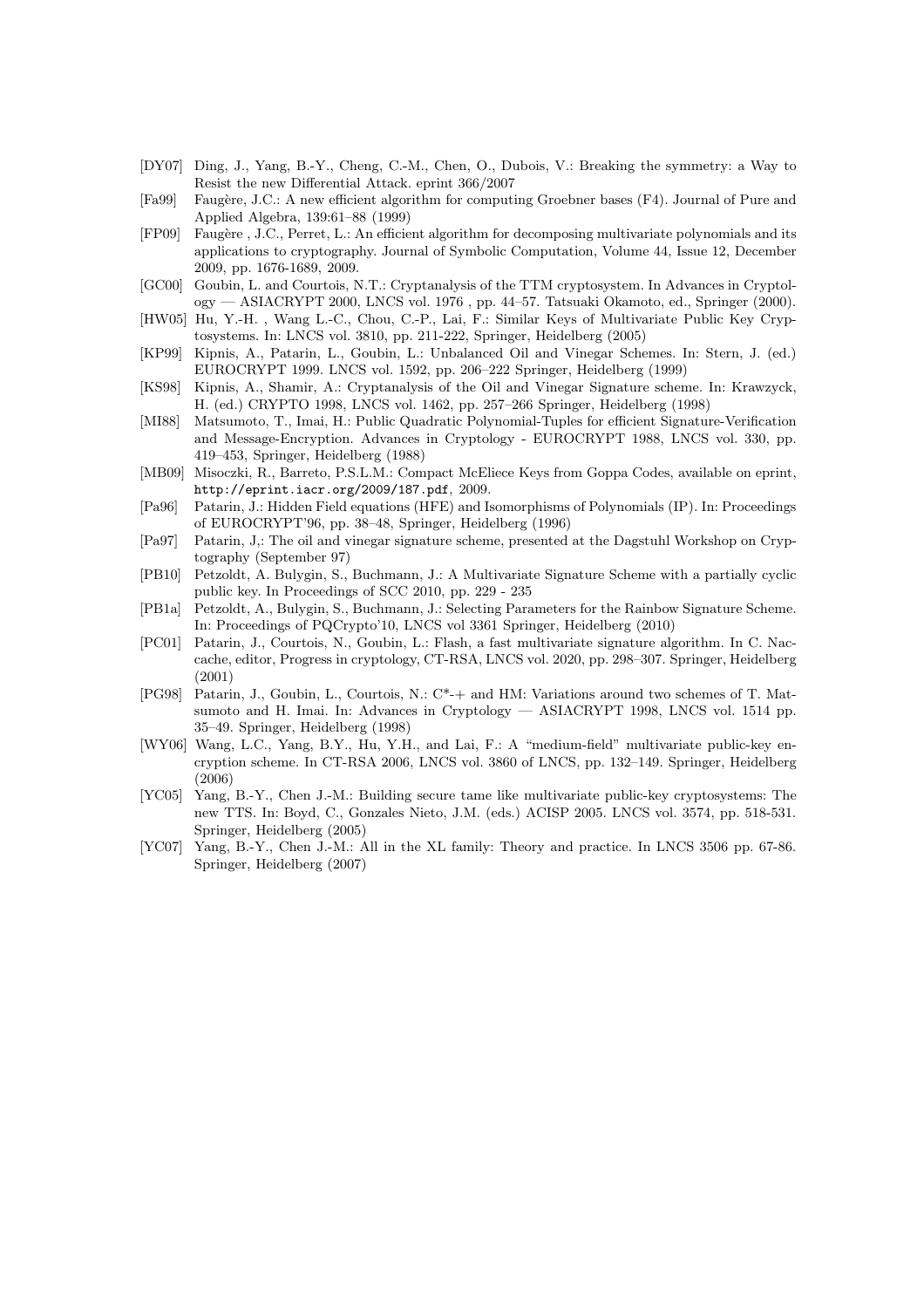[DY07] Ding, J., Yang, B.-Y., Cheng, C.-M., Chen, O., Dubois, V.: Breaking the symmetry: a Way to Resist the new Differential Attack. eprint 366/2007

[Fa99] Faugère, J.C.: A new efficient algorithm for computing Groebner bases (F4). Journal of Pure and Applied Algebra, 139:61–88 (1999)

[FP09] Faugère , J.C., Perret, L.: An efficient algorithm for decomposing multivariate polynomials and its applications to cryptography. Journal of Symbolic Computation, Volume 44, Issue 12, December 2009, pp. 1676-1689, 2009.

[GC00] Goubin, L. and Courtois, N.T.: Cryptanalysis of the TTM cryptosystem. In Advances in Cryptology — ASIACRYPT 2000, LNCS vol. 1976 , pp. 44–57. Tatsuaki Okamoto, ed., Springer (2000).

[HW05] Hu, Y.-H. , Wang L.-C., Chou, C.-P., Lai, F.: Similar Keys of Multivariate Public Key Cryptosystems. In: LNCS vol. 3810, pp. 211-222, Springer, Heidelberg (2005)

[KP99] Kipnis, A., Patarin, L., Goubin, L.: Unbalanced Oil and Vinegar Schemes. In: Stern, J. (ed.) EUROCRYPT 1999. LNCS vol. 1592, pp. 206–222 Springer, Heidelberg (1999)

[KS98] Kipnis, A., Shamir, A.: Cryptanalysis of the Oil and Vinegar Signature scheme. In: Krawzyck, H. (ed.) CRYPTO 1998, LNCS vol. 1462, pp. 257–266 Springer, Heidelberg (1998)

[MI88] Matsumoto, T., Imai, H.: Public Quadratic Polynomial-Tuples for efficient Signature-Verification and Message-Encryption. Advances in Cryptology - EUROCRYPT 1988, LNCS vol. 330, pp. 419–453, Springer, Heidelberg (1988)

[MB09] Misoczki, R., Barreto, P.S.L.M.: Compact McEliece Keys from Goppa Codes, available on eprint, http://eprint.iacr.org/2009/187.pdf, 2009.

[Pa96] Patarin, J.: Hidden Field equations (HFE) and Isomorphisms of Polynomials (IP). In: Proceedings of EUROCRYPT'96, pp. 38–48, Springer, Heidelberg (1996)

[Pa97] Patarin, J,: The oil and vinegar signature scheme, presented at the Dagstuhl Workshop on Cryptography (September 97)

[PB10] Petzoldt, A. Bulygin, S., Buchmann, J.: A Multivariate Signature Scheme with a partially cyclic public key. In Proceedings of SCC 2010, pp. 229 - 235

[PB1a] Petzoldt, A., Bulygin, S., Buchmann, J.: Selecting Parameters for the Rainbow Signature Scheme. In: Proceedings of PQCrypto'10, LNCS vol 3361 Springer, Heidelberg (2010)

[PC01] Patarin, J., Courtois, N., Goubin, L.: Flash, a fast multivariate signature algorithm. In C. Naccache, editor, Progress in cryptology, CT-RSA, LNCS vol. 2020, pp. 298–307. Springer, Heidelberg (2001)

[PG98] Patarin, J., Goubin, L., Courtois, N.: C*-+ and HM: Variations around two schemes of T. Matsumoto and H. Imai. In: Advances in Cryptology — ASIACRYPT 1998, LNCS vol. 1514 pp. 35–49. Springer, Heidelberg (1998)

[WY06] Wang, L.C., Yang, B.Y., Hu, Y.H., and Lai, F.: A "medium-field" multivariate public-key encryption scheme. In CT-RSA 2006, LNCS vol. 3860 of LNCS, pp. 132–149. Springer, Heidelberg (2006)

[YC05] Yang, B.-Y., Chen J.-M.: Building secure tame like multivariate public-key cryptosystems: The new TTS. In: Boyd, C., Gonzales Nieto, J.M. (eds.) ACISP 2005. LNCS vol. 3574, pp. 518-531. Springer, Heidelberg (2005)

[YC07] Yang, B.-Y., Chen J.-M.: All in the XL family: Theory and practice. In LNCS 3506 pp. 67-86. Springer, Heidelberg (2007)